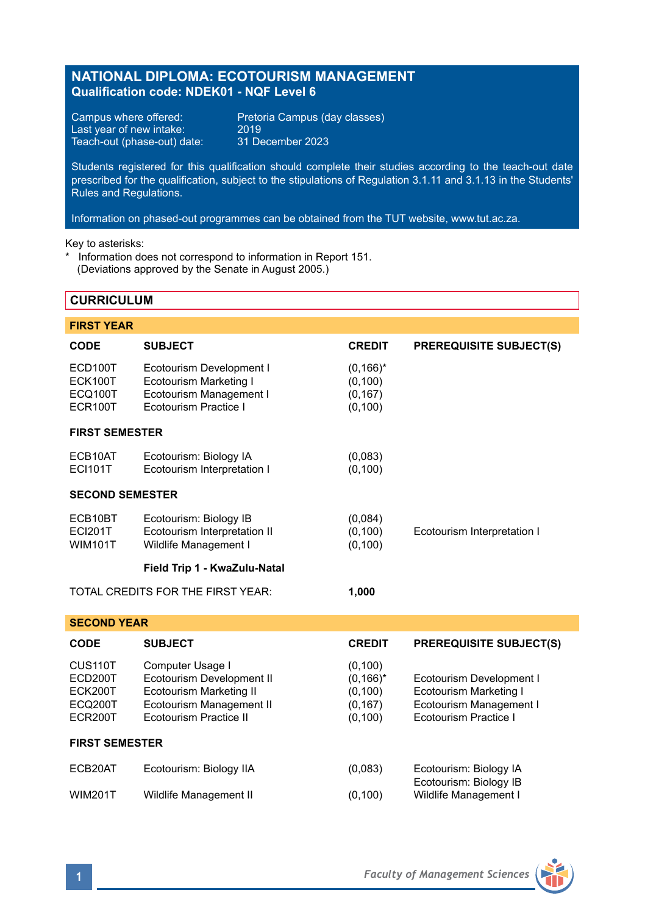# NATIONAL DIPLOMA: ECOTOURISM MANAGEMENT
**Qualification code: NDEK01 - NQF Level 6**

Campus where offered: Pretoria Campus (day classes)
Last year of new intake: 2019
Teach-out (phase-out) date: 31 December 2023

Students registered for this qualification should complete their studies according to the teach-out date prescribed for the qualification, subject to the stipulations of Regulation 3.1.11 and 3.1.13 in the Students' Rules and Regulations.

Information on phased-out programmes can be obtained from the TUT website, www.tut.ac.za.

Key to asterisks:
* Information does not correspond to information in Report 151. (Deviations approved by the Senate in August 2005.)

## CURRICULUM

### FIRST YEAR

| CODE | SUBJECT | CREDIT | PREREQUISITE SUBJECT(S) |
|---|---|---|---|
| ECD100T | Ecotourism Development I | (0,166)* | |
| ECK100T | Ecotourism Marketing I | (0,100) | |
| ECQ100T | Ecotourism Management I | (0,167) | |
| ECR100T | Ecotourism Practice I | (0,100) | |
| **FIRST SEMESTER** | | | |
| ECB10AT | Ecotourism: Biology IA | (0,083) | |
| ECI101T | Ecotourism Interpretation I | (0,100) | |
| **SECOND SEMESTER** | | | |
| ECB10BT | Ecotourism: Biology IB | (0,084) | |
| ECI201T | Ecotourism Interpretation II | (0,100) | Ecotourism Interpretation I |
| WIM101T | Wildlife Management I | (0,100) | |
| | **Field Trip 1 - KwaZulu-Natal** | | |
| TOTAL CREDITS FOR THE FIRST YEAR: | | **1,000** | |

### SECOND YEAR

| CODE | SUBJECT | CREDIT | PREREQUISITE SUBJECT(S) |
|---|---|---|---|
| CUS110T | Computer Usage I | (0,100) | |
| ECD200T | Ecotourism Development II | (0,166)* | Ecotourism Development I |
| ECK200T | Ecotourism Marketing II | (0,100) | Ecotourism Marketing I |
| ECQ200T | Ecotourism Management II | (0,167) | Ecotourism Management I |
| ECR200T | Ecotourism Practice II | (0,100) | Ecotourism Practice I |
| **FIRST SEMESTER** | | | |
| ECB20AT | Ecotourism: Biology IIA | (0,083) | Ecotourism: Biology IA<br>Ecotourism: Biology IB |
| WIM201T | Wildlife Management II | (0,100) | Wildlife Management I |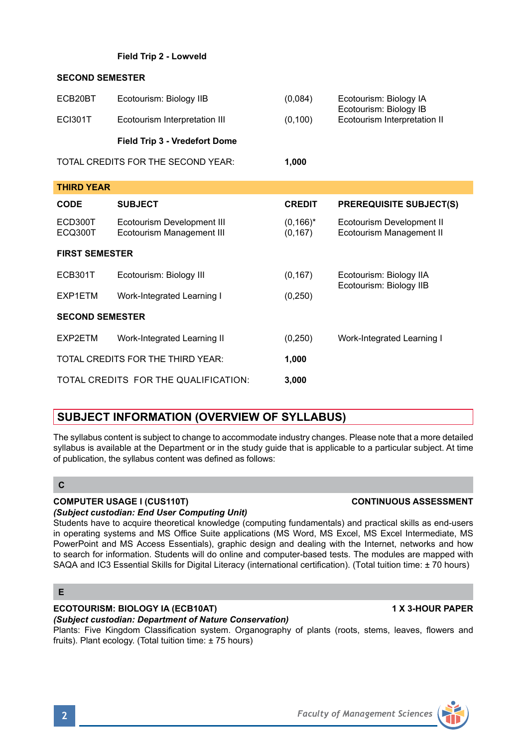| | | | |
|---|---|---|---|
| | **Field Trip 2 - Lowveld** | | |
| **SECOND SEMESTER** | | | |
| ECB20BT | Ecotourism: Biology IIB | (0,084) | Ecotourism: Biology IA<br>Ecotourism: Biology IB |
| ECI301T | Ecotourism Interpretation III | (0,100) | Ecotourism Interpretation II |
| | **Field Trip 3 - Vredefort Dome** | | |
| TOTAL CREDITS FOR THE SECOND YEAR: | | **1,000** | |

## THIRD YEAR

| CODE | SUBJECT | CREDIT | PREREQUISITE SUBJECT(S) |
|---|---|---|---|
| ECD300T | Ecotourism Development III | (0,166)* | Ecotourism Development II |
| ECQ300T | Ecotourism Management III | (0,167) | Ecotourism Management II |
| **FIRST SEMESTER** | | | |
| ECB301T | Ecotourism: Biology III | (0,167) | Ecotourism: Biology IIA<br>Ecotourism: Biology IIB |
| EXP1ETM | Work-Integrated Learning I | (0,250) | |
| **SECOND SEMESTER** | | | |
| EXP2ETM | Work-Integrated Learning II | (0,250) | Work-Integrated Learning I |
| TOTAL CREDITS FOR THE THIRD YEAR: | | **1,000** | |
| TOTAL CREDITS FOR THE QUALIFICATION: | | **3,000** | |

## SUBJECT INFORMATION (OVERVIEW OF SYLLABUS)

The syllabus content is subject to change to accommodate industry changes. Please note that a more detailed syllabus is available at the Department or in the study guide that is applicable to a particular subject. At time of publication, the syllabus content was defined as follows:

### C

**COMPUTER USAGE I (CUS110T)** **CONTINUOUS ASSESSMENT**
***(Subject custodian: End User Computing Unit)***
Students have to acquire theoretical knowledge (computing fundamentals) and practical skills as end-users in operating systems and MS Office Suite applications (MS Word, MS Excel, MS Excel Intermediate, MS PowerPoint and MS Access Essentials), graphic design and dealing with the Internet, networks and how to search for information. Students will do online and computer-based tests. The modules are mapped with SAQA and IC3 Essential Skills for Digital Literacy (international certification). (Total tuition time: ± 70 hours)

### E

**ECOTOURISM: BIOLOGY IA (ECB10AT)** **1 X 3-HOUR PAPER**
***(Subject custodian: Department of Nature Conservation)***
Plants: Five Kingdom Classification system. Organography of plants (roots, stems, leaves, flowers and fruits). Plant ecology. (Total tuition time: ± 75 hours)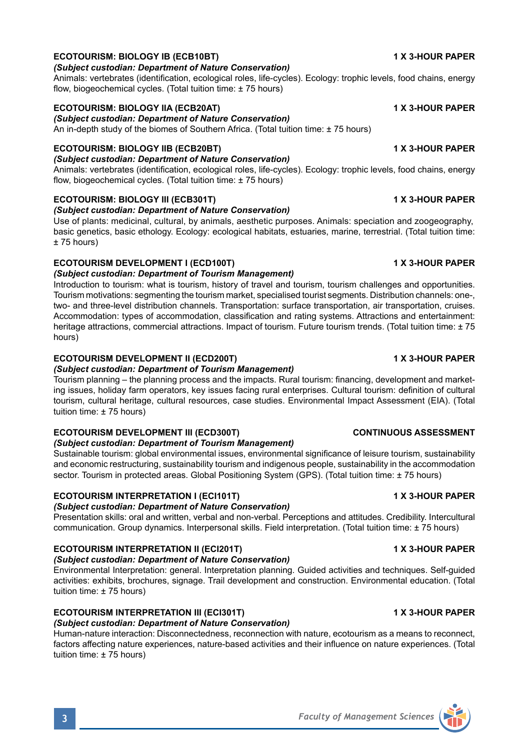**ECOTOURISM: BIOLOGY IB (ECB10BT)** **1 X 3-HOUR PAPER**
***(Subject custodian: Department of Nature Conservation)***
Animals: vertebrates (identification, ecological roles, life-cycles). Ecology: trophic levels, food chains, energy flow, biogeochemical cycles. (Total tuition time: ± 75 hours)

**ECOTOURISM: BIOLOGY IIA (ECB20AT)** **1 X 3-HOUR PAPER**
***(Subject custodian: Department of Nature Conservation)***
An in-depth study of the biomes of Southern Africa. (Total tuition time: ± 75 hours)

**ECOTOURISM: BIOLOGY IIB (ECB20BT)** **1 X 3-HOUR PAPER**
***(Subject custodian: Department of Nature Conservation)***
Animals: vertebrates (identification, ecological roles, life-cycles). Ecology: trophic levels, food chains, energy flow, biogeochemical cycles. (Total tuition time: ± 75 hours)

**ECOTOURISM: BIOLOGY III (ECB301T)** **1 X 3-HOUR PAPER**
***(Subject custodian: Department of Nature Conservation)***
Use of plants: medicinal, cultural, by animals, aesthetic purposes. Animals: speciation and zoogeography, basic genetics, basic ethology. Ecology: ecological habitats, estuaries, marine, terrestrial. (Total tuition time: ± 75 hours)

**ECOTOURISM DEVELOPMENT I (ECD100T)** **1 X 3-HOUR PAPER**
***(Subject custodian: Department of Tourism Management)***
Introduction to tourism: what is tourism, history of travel and tourism, tourism challenges and opportunities. Tourism motivations: segmenting the tourism market, specialised tourist segments. Distribution channels: one-, two- and three-level distribution channels. Transportation: surface transportation, air transportation, cruises. Accommodation: types of accommodation, classification and rating systems. Attractions and entertainment: heritage attractions, commercial attractions. Impact of tourism. Future tourism trends. (Total tuition time: ± 75 hours)

**ECOTOURISM DEVELOPMENT II (ECD200T)** **1 X 3-HOUR PAPER**
***(Subject custodian: Department of Tourism Management)***
Tourism planning – the planning process and the impacts. Rural tourism: financing, development and marketing issues, holiday farm operators, key issues facing rural enterprises. Cultural tourism: definition of cultural tourism, cultural heritage, cultural resources, case studies. Environmental Impact Assessment (EIA). (Total tuition time: ± 75 hours)

**ECOTOURISM DEVELOPMENT III (ECD300T)** **CONTINUOUS ASSESSMENT**
***(Subject custodian: Department of Tourism Management)***
Sustainable tourism: global environmental issues, environmental significance of leisure tourism, sustainability and economic restructuring, sustainability tourism and indigenous people, sustainability in the accommodation sector. Tourism in protected areas. Global Positioning System (GPS). (Total tuition time: ± 75 hours)

**ECOTOURISM INTERPRETATION I (ECI101T)** **1 X 3-HOUR PAPER**
***(Subject custodian: Department of Nature Conservation)***
Presentation skills: oral and written, verbal and non-verbal. Perceptions and attitudes. Credibility. Intercultural communication. Group dynamics. Interpersonal skills. Field interpretation. (Total tuition time: ± 75 hours)

**ECOTOURISM INTERPRETATION II (ECI201T)** **1 X 3-HOUR PAPER**
***(Subject custodian: Department of Nature Conservation)***
Environmental Interpretation: general. Interpretation planning. Guided activities and techniques. Self-guided activities: exhibits, brochures, signage. Trail development and construction. Environmental education. (Total tuition time: ± 75 hours)

**ECOTOURISM INTERPRETATION III (ECI301T)** **1 X 3-HOUR PAPER**
***(Subject custodian: Department of Nature Conservation)***
Human-nature interaction: Disconnectedness, reconnection with nature, ecotourism as a means to reconnect, factors affecting nature experiences, nature-based activities and their influence on nature experiences. (Total tuition time: ± 75 hours)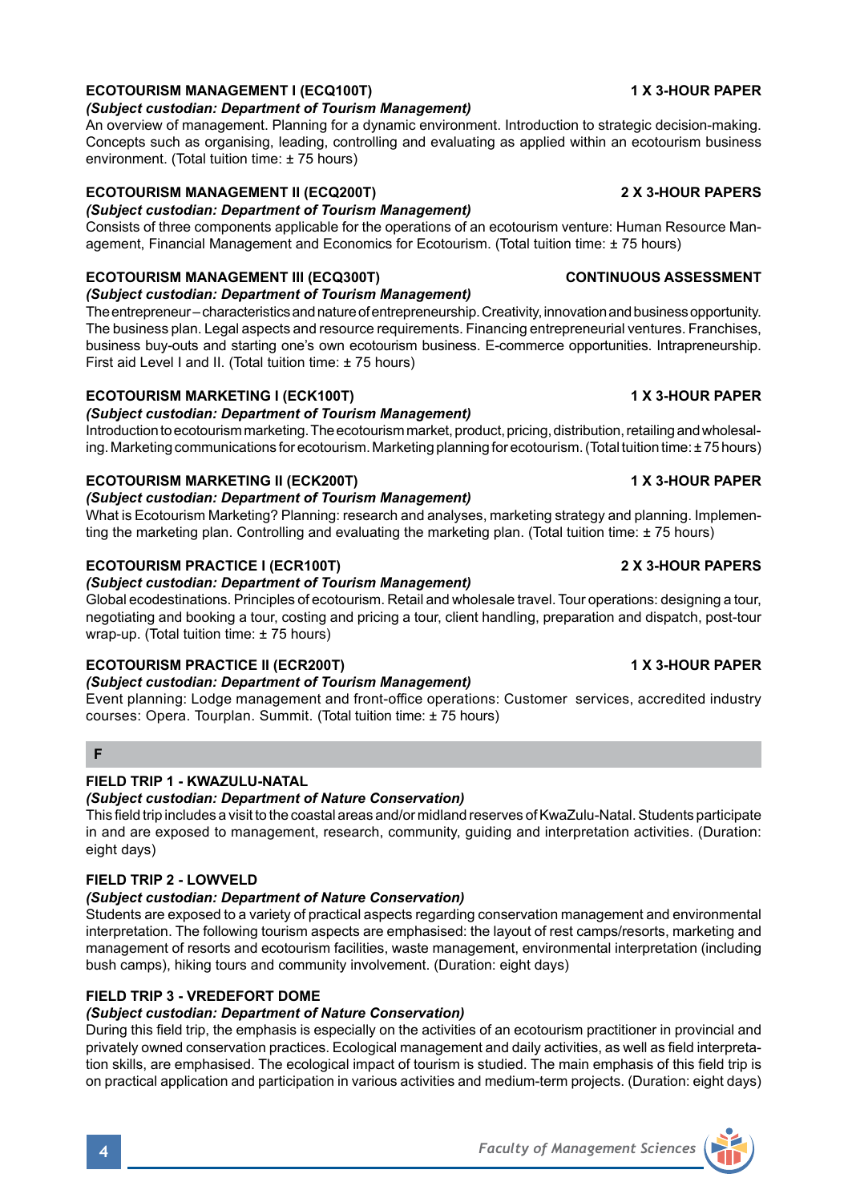### ECOTOURISM MANAGEMENT I (ECQ100T) — 1 X 3-HOUR PAPER

***(Subject custodian: Department of Tourism Management)***

An overview of management. Planning for a dynamic environment. Introduction to strategic decision-making. Concepts such as organising, leading, controlling and evaluating as applied within an ecotourism business environment. (Total tuition time: ± 75 hours)

### ECOTOURISM MANAGEMENT II (ECQ200T) — 2 X 3-HOUR PAPERS

***(Subject custodian: Department of Tourism Management)***

Consists of three components applicable for the operations of an ecotourism venture: Human Resource Management, Financial Management and Economics for Ecotourism. (Total tuition time: ± 75 hours)

### ECOTOURISM MANAGEMENT III (ECQ300T) — CONTINUOUS ASSESSMENT

***(Subject custodian: Department of Tourism Management)***

The entrepreneur – characteristics and nature of entrepreneurship. Creativity, innovation and business opportunity. The business plan. Legal aspects and resource requirements. Financing entrepreneurial ventures. Franchises, business buy-outs and starting one's own ecotourism business. E-commerce opportunities. Intrapreneurship. First aid Level I and II. (Total tuition time: ± 75 hours)

### ECOTOURISM MARKETING I (ECK100T) — 1 X 3-HOUR PAPER

***(Subject custodian: Department of Tourism Management)***

Introduction to ecotourism marketing. The ecotourism market, product, pricing, distribution, retailing and wholesaling. Marketing communications for ecotourism. Marketing planning for ecotourism. (Total tuition time: ± 75 hours)

### ECOTOURISM MARKETING II (ECK200T) — 1 X 3-HOUR PAPER

***(Subject custodian: Department of Tourism Management)***

What is Ecotourism Marketing? Planning: research and analyses, marketing strategy and planning. Implementing the marketing plan. Controlling and evaluating the marketing plan. (Total tuition time: ± 75 hours)

### ECOTOURISM PRACTICE I (ECR100T) — 2 X 3-HOUR PAPERS

***(Subject custodian: Department of Tourism Management)***

Global ecodestinations. Principles of ecotourism. Retail and wholesale travel. Tour operations: designing a tour, negotiating and booking a tour, costing and pricing a tour, client handling, preparation and dispatch, post-tour wrap-up. (Total tuition time: ± 75 hours)

### ECOTOURISM PRACTICE II (ECR200T) — 1 X 3-HOUR PAPER

***(Subject custodian: Department of Tourism Management)***

Event planning: Lodge management and front-office operations: Customer services, accredited industry courses: Opera. Tourplan. Summit. (Total tuition time: ± 75 hours)

## F

### FIELD TRIP 1 - KWAZULU-NATAL

***(Subject custodian: Department of Nature Conservation)***

This field trip includes a visit to the coastal areas and/or midland reserves of KwaZulu-Natal. Students participate in and are exposed to management, research, community, guiding and interpretation activities. (Duration: eight days)

### FIELD TRIP 2 - LOWVELD

***(Subject custodian: Department of Nature Conservation)***

Students are exposed to a variety of practical aspects regarding conservation management and environmental interpretation. The following tourism aspects are emphasised: the layout of rest camps/resorts, marketing and management of resorts and ecotourism facilities, waste management, environmental interpretation (including bush camps), hiking tours and community involvement. (Duration: eight days)

### FIELD TRIP 3 - VREDEFORT DOME

***(Subject custodian: Department of Nature Conservation)***

During this field trip, the emphasis is especially on the activities of an ecotourism practitioner in provincial and privately owned conservation practices. Ecological management and daily activities, as well as field interpretation skills, are emphasised. The ecological impact of tourism is studied. The main emphasis of this field trip is on practical application and participation in various activities and medium-term projects. (Duration: eight days)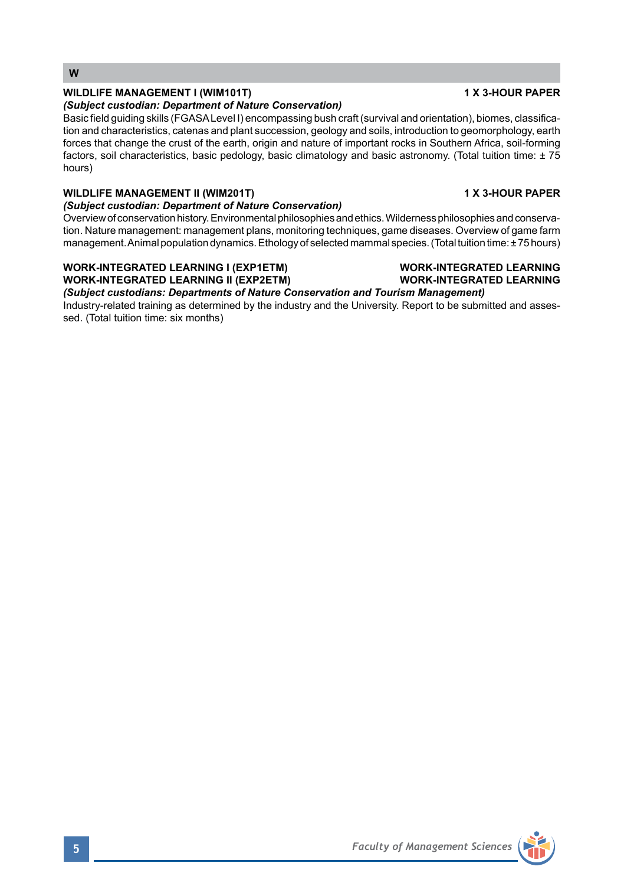## W

**WILDLIFE MANAGEMENT I (WIM101T)** **1 X 3-HOUR PAPER**

***(Subject custodian: Department of Nature Conservation)***

Basic field guiding skills (FGASA Level I) encompassing bush craft (survival and orientation), biomes, classification and characteristics, catenas and plant succession, geology and soils, introduction to geomorphology, earth forces that change the crust of the earth, origin and nature of important rocks in Southern Africa, soil-forming factors, soil characteristics, basic pedology, basic climatology and basic astronomy. (Total tuition time: ± 75 hours)

**WILDLIFE MANAGEMENT II (WIM201T)** **1 X 3-HOUR PAPER**

***(Subject custodian: Department of Nature Conservation)***

Overview of conservation history. Environmental philosophies and ethics. Wilderness philosophies and conservation. Nature management: management plans, monitoring techniques, game diseases. Overview of game farm management. Animal population dynamics. Ethology of selected mammal species. (Total tuition time: ± 75 hours)

**WORK-INTEGRATED LEARNING I (EXP1ETM)** **WORK-INTEGRATED LEARNING**

**WORK-INTEGRATED LEARNING II (EXP2ETM)** **WORK-INTEGRATED LEARNING**

***(Subject custodians: Departments of Nature Conservation and Tourism Management)***

Industry-related training as determined by the industry and the University. Report to be submitted and assessed. (Total tuition time: six months)